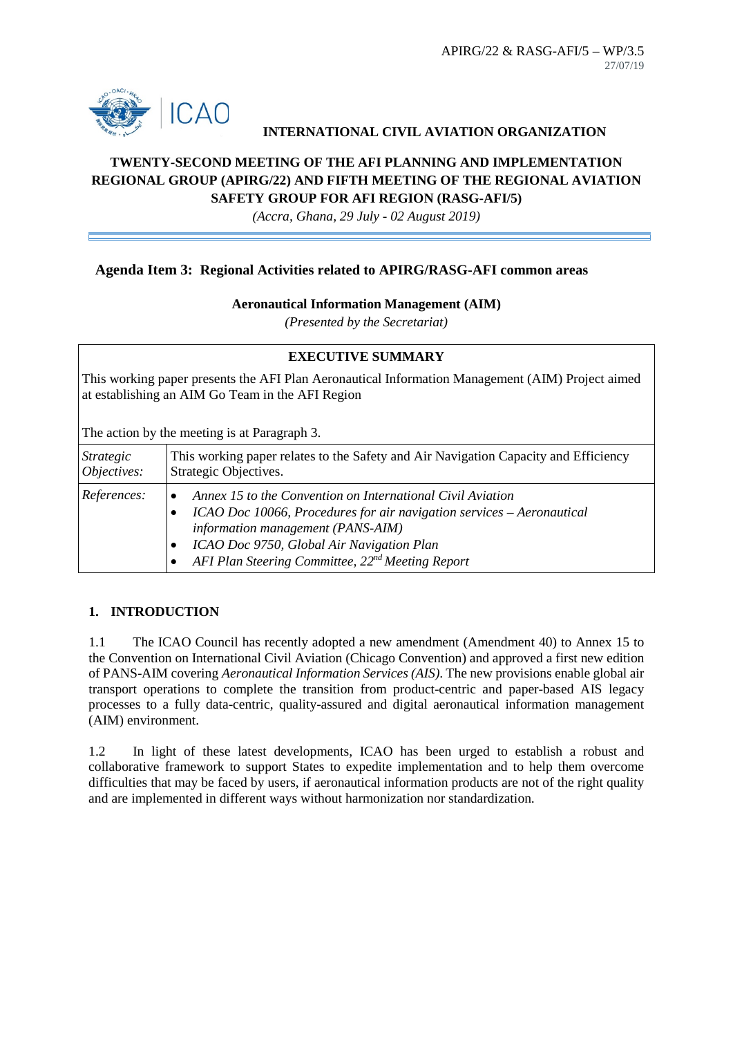APIRG/22 & RASG-AFI/5 – WP/3.5
27/07/19

**INTERNATIONAL CIVIL AVIATION ORGANIZATION**

# TWENTY-SECOND MEETING OF THE AFI PLANNING AND IMPLEMENTATION REGIONAL GROUP (APIRG/22) AND FIFTH MEETING OF THE REGIONAL AVIATION SAFETY GROUP FOR AFI REGION (RASG-AFI/5)

*(Accra, Ghana, 29 July - 02 August 2019)*

## Agenda Item 3: Regional Activities related to APIRG/RASG-AFI common areas

**Aeronautical Information Management (AIM)**

*(Presented by the Secretariat)*

| **EXECUTIVE SUMMARY** | |
|---|---|
| This working paper presents the AFI Plan Aeronautical Information Management (AIM) Project aimed at establishing an AIM Go Team in the AFI Region<br><br>The action by the meeting is at Paragraph 3. | |
| *Strategic Objectives:* | This working paper relates to the Safety and Air Navigation Capacity and Efficiency Strategic Objectives. |
| *References:* | • *Annex 15 to the Convention on International Civil Aviation*<br>• *ICAO Doc 10066, Procedures for air navigation services – Aeronautical information management (PANS-AIM)*<br>• *ICAO Doc 9750, Global Air Navigation Plan*<br>• *AFI Plan Steering Committee, 22nd Meeting Report* |

## 1. INTRODUCTION

1.1 The ICAO Council has recently adopted a new amendment (Amendment 40) to Annex 15 to the Convention on International Civil Aviation (Chicago Convention) and approved a first new edition of PANS-AIM covering *Aeronautical Information Services (AIS)*. The new provisions enable global air transport operations to complete the transition from product-centric and paper-based AIS legacy processes to a fully data-centric, quality-assured and digital aeronautical information management (AIM) environment.

1.2 In light of these latest developments, ICAO has been urged to establish a robust and collaborative framework to support States to expedite implementation and to help them overcome difficulties that may be faced by users, if aeronautical information products are not of the right quality and are implemented in different ways without harmonization nor standardization.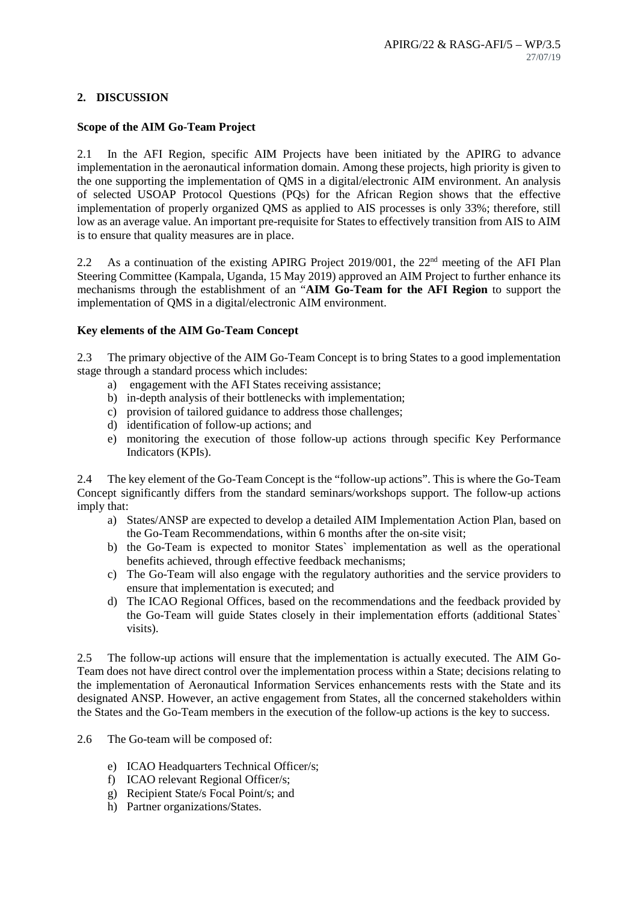## 2. DISCUSSION

### Scope of the AIM Go-Team Project

2.1 In the AFI Region, specific AIM Projects have been initiated by the APIRG to advance implementation in the aeronautical information domain. Among these projects, high priority is given to the one supporting the implementation of QMS in a digital/electronic AIM environment. An analysis of selected USOAP Protocol Questions (PQs) for the African Region shows that the effective implementation of properly organized QMS as applied to AIS processes is only 33%; therefore, still low as an average value. An important pre-requisite for States to effectively transition from AIS to AIM is to ensure that quality measures are in place.

2.2 As a continuation of the existing APIRG Project 2019/001, the 22nd meeting of the AFI Plan Steering Committee (Kampala, Uganda, 15 May 2019) approved an AIM Project to further enhance its mechanisms through the establishment of an "**AIM Go-Team for the AFI Region** to support the implementation of QMS in a digital/electronic AIM environment.

### Key elements of the AIM Go-Team Concept

2.3 The primary objective of the AIM Go-Team Concept is to bring States to a good implementation stage through a standard process which includes:

a) engagement with the AFI States receiving assistance;
b) in-depth analysis of their bottlenecks with implementation;
c) provision of tailored guidance to address those challenges;
d) identification of follow-up actions; and
e) monitoring the execution of those follow-up actions through specific Key Performance Indicators (KPIs).

2.4 The key element of the Go-Team Concept is the "follow-up actions". This is where the Go-Team Concept significantly differs from the standard seminars/workshops support. The follow-up actions imply that:

a) States/ANSP are expected to develop a detailed AIM Implementation Action Plan, based on the Go-Team Recommendations, within 6 months after the on-site visit;
b) the Go-Team is expected to monitor States` implementation as well as the operational benefits achieved, through effective feedback mechanisms;
c) The Go-Team will also engage with the regulatory authorities and the service providers to ensure that implementation is executed; and
d) The ICAO Regional Offices, based on the recommendations and the feedback provided by the Go-Team will guide States closely in their implementation efforts (additional States` visits).

2.5 The follow-up actions will ensure that the implementation is actually executed. The AIM Go-Team does not have direct control over the implementation process within a State; decisions relating to the implementation of Aeronautical Information Services enhancements rests with the State and its designated ANSP. However, an active engagement from States, all the concerned stakeholders within the States and the Go-Team members in the execution of the follow-up actions is the key to success.

2.6 The Go-team will be composed of:

e) ICAO Headquarters Technical Officer/s;
f) ICAO relevant Regional Officer/s;
g) Recipient State/s Focal Point/s; and
h) Partner organizations/States.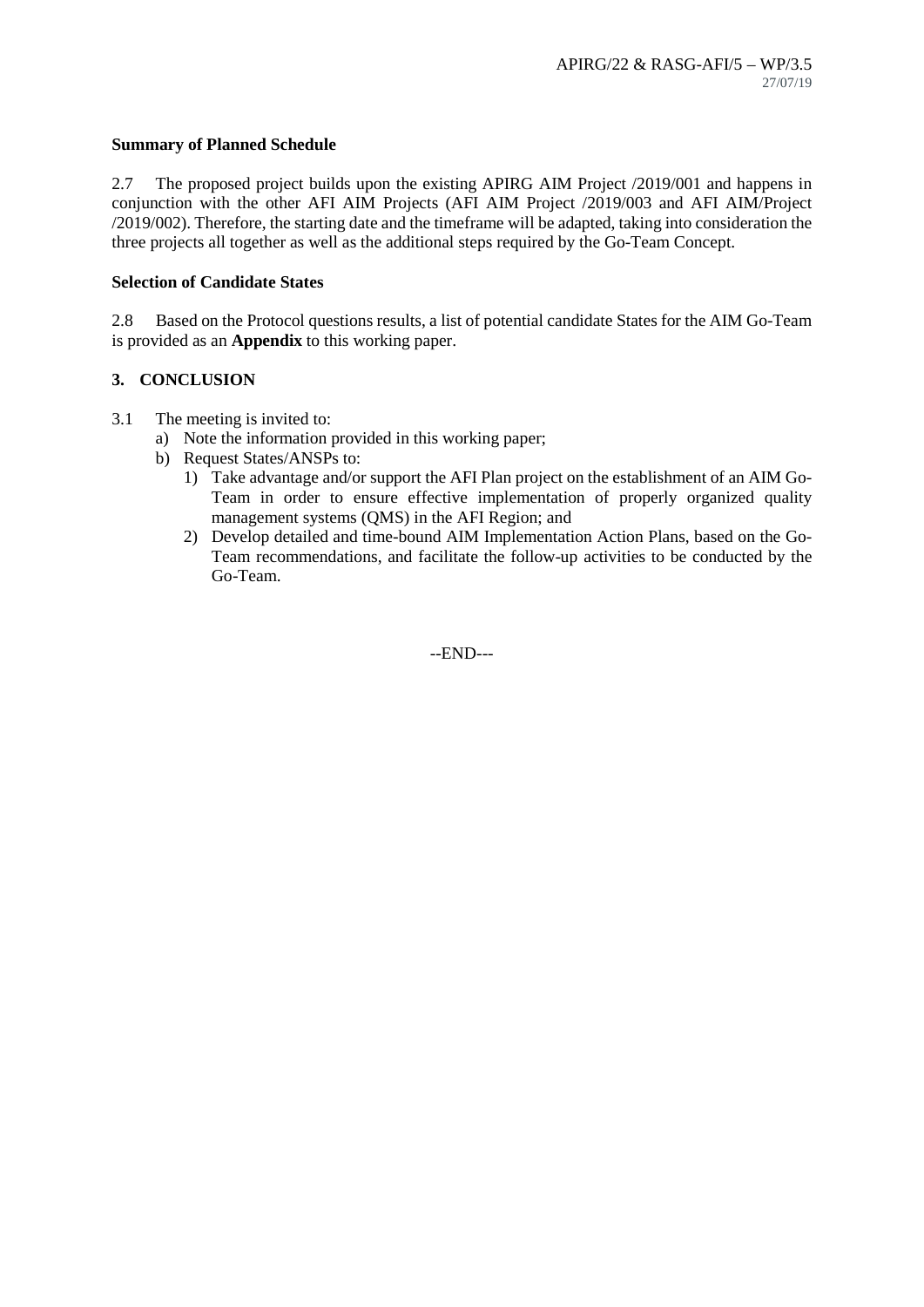**Summary of Planned Schedule**

2.7 The proposed project builds upon the existing APIRG AIM Project /2019/001 and happens in conjunction with the other AFI AIM Projects (AFI AIM Project /2019/003 and AFI AIM/Project /2019/002). Therefore, the starting date and the timeframe will be adapted, taking into consideration the three projects all together as well as the additional steps required by the Go-Team Concept.

**Selection of Candidate States**

2.8 Based on the Protocol questions results, a list of potential candidate States for the AIM Go-Team is provided as an **Appendix** to this working paper.

## 3. CONCLUSION

3.1 The meeting is invited to:

a) Note the information provided in this working paper;
b) Request States/ANSPs to:
   1) Take advantage and/or support the AFI Plan project on the establishment of an AIM Go-Team in order to ensure effective implementation of properly organized quality management systems (QMS) in the AFI Region; and
   2) Develop detailed and time-bound AIM Implementation Action Plans, based on the Go-Team recommendations, and facilitate the follow-up activities to be conducted by the Go-Team.

--END---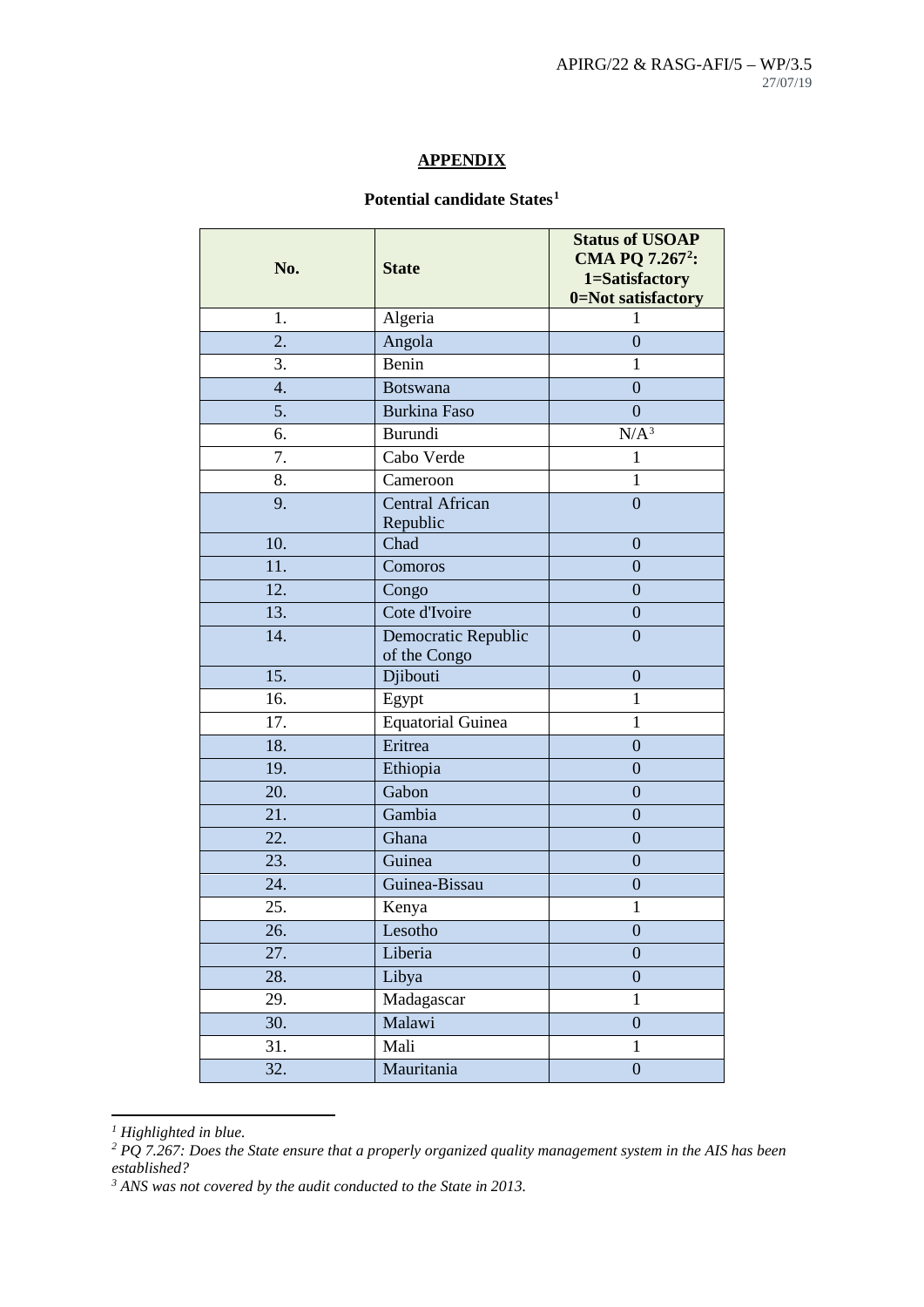## APPENDIX

**Potential candidate States[1]**

| No. | State | Status of USOAP CMA PQ 7.267[2]: 1=Satisfactory 0=Not satisfactory |
|---|---|---|
| 1. | Algeria | 1 |
| 2. | Angola | 0 |
| 3. | Benin | 1 |
| 4. | Botswana | 0 |
| 5. | Burkina Faso | 0 |
| 6. | Burundi | N/A[3] |
| 7. | Cabo Verde | 1 |
| 8. | Cameroon | 1 |
| 9. | Central African Republic | 0 |
| 10. | Chad | 0 |
| 11. | Comoros | 0 |
| 12. | Congo | 0 |
| 13. | Cote d'Ivoire | 0 |
| 14. | Democratic Republic of the Congo | 0 |
| 15. | Djibouti | 0 |
| 16. | Egypt | 1 |
| 17. | Equatorial Guinea | 1 |
| 18. | Eritrea | 0 |
| 19. | Ethiopia | 0 |
| 20. | Gabon | 0 |
| 21. | Gambia | 0 |
| 22. | Ghana | 0 |
| 23. | Guinea | 0 |
| 24. | Guinea-Bissau | 0 |
| 25. | Kenya | 1 |
| 26. | Lesotho | 0 |
| 27. | Liberia | 0 |
| 28. | Libya | 0 |
| 29. | Madagascar | 1 |
| 30. | Malawi | 0 |
| 31. | Mali | 1 |
| 32. | Mauritania | 0 |

*[1] Highlighted in blue.*

*[2] PQ 7.267: Does the State ensure that a properly organized quality management system in the AIS has been established?*

*[3] ANS was not covered by the audit conducted to the State in 2013.*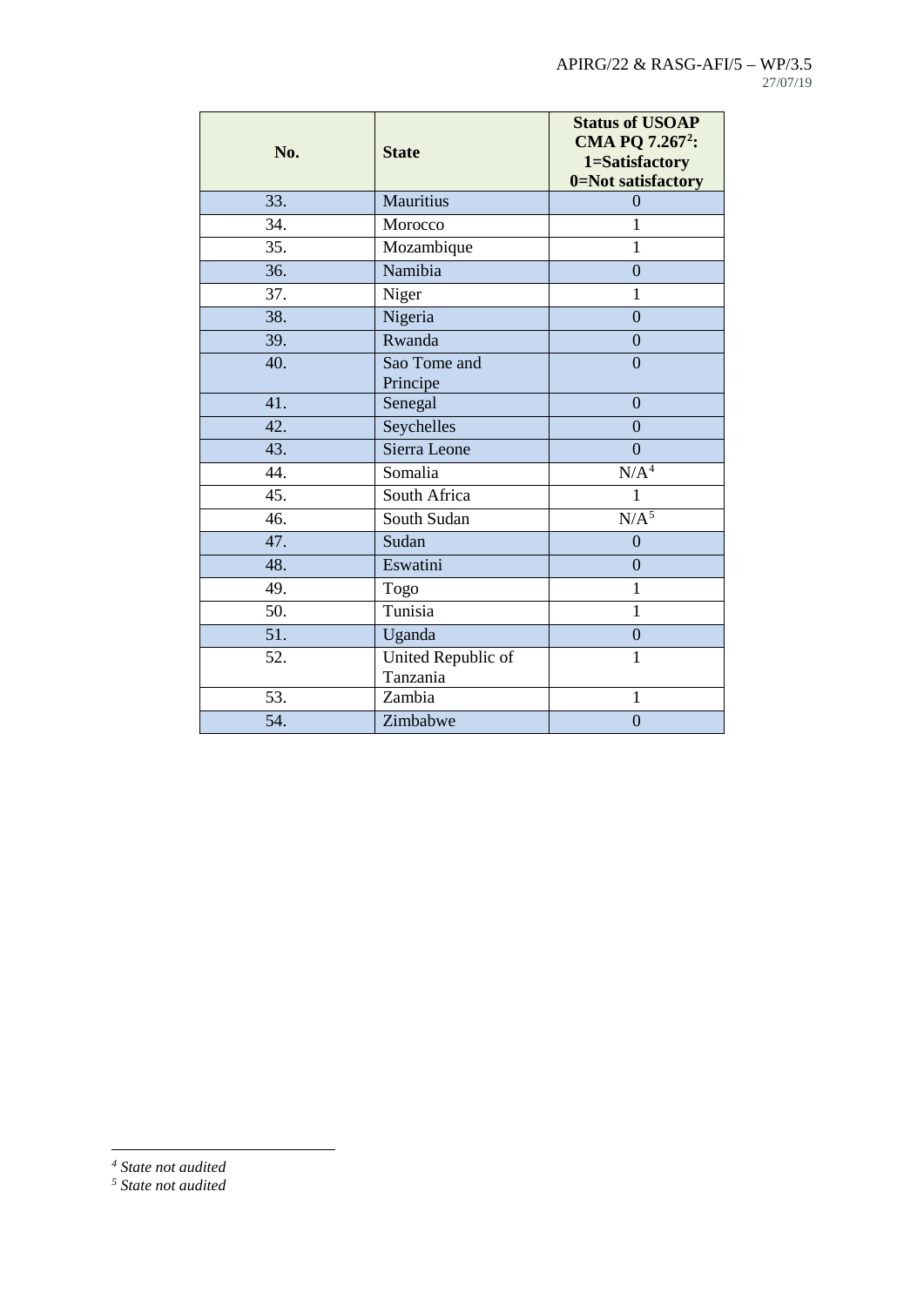| No. | State | Status of USOAP CMA PQ 7.267[2]: 1=Satisfactory 0=Not satisfactory |
|---|---|---|
| 33. | Mauritius | 0 |
| 34. | Morocco | 1 |
| 35. | Mozambique | 1 |
| 36. | Namibia | 0 |
| 37. | Niger | 1 |
| 38. | Nigeria | 0 |
| 39. | Rwanda | 0 |
| 40. | Sao Tome and Principe | 0 |
| 41. | Senegal | 0 |
| 42. | Seychelles | 0 |
| 43. | Sierra Leone | 0 |
| 44. | Somalia | N/A[4] |
| 45. | South Africa | 1 |
| 46. | South Sudan | N/A[5] |
| 47. | Sudan | 0 |
| 48. | Eswatini | 0 |
| 49. | Togo | 1 |
| 50. | Tunisia | 1 |
| 51. | Uganda | 0 |
| 52. | United Republic of Tanzania | 1 |
| 53. | Zambia | 1 |
| 54. | Zimbabwe | 0 |

[4] *State not audited*

[5] *State not audited*